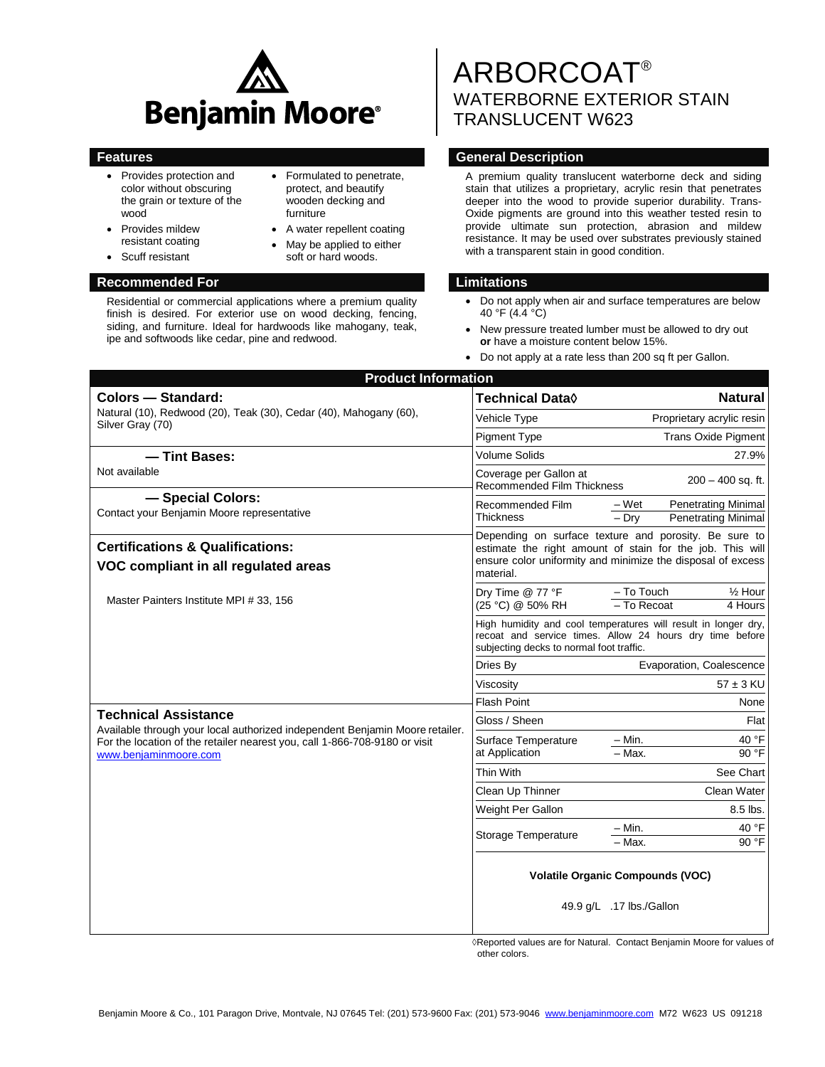Benjamin Moore®

# ARBORCOAT®
## WATERBORNE EXTERIOR STAIN TRANSLUCENT W623

## Features

- Provides protection and color without obscuring the grain or texture of the wood
- Provides mildew resistant coating
- Scuff resistant
- Formulated to penetrate, protect, and beautify wooden decking and furniture
- A water repellent coating
- May be applied to either soft or hard woods.

## Recommended For

Residential or commercial applications where a premium quality finish is desired. For exterior use on wood decking, fencing, siding, and furniture. Ideal for hardwoods like mahogany, teak, ipe and softwoods like cedar, pine and redwood.

## General Description

A premium quality translucent waterborne deck and siding stain that utilizes a proprietary, acrylic resin that penetrates deeper into the wood to provide superior durability. Trans-Oxide pigments are ground into this weather tested resin to provide ultimate sun protection, abrasion and mildew resistance. It may be used over substrates previously stained with a transparent stain in good condition.

## Limitations

- Do not apply when air and surface temperatures are below 40 °F (4.4 °C)
- New pressure treated lumber must be allowed to dry out **or** have a moisture content below 15%.
- Do not apply at a rate less than 200 sq ft per Gallon.

## Product Information

### Colors — Standard:

Natural (10), Redwood (20), Teak (30), Cedar (40), Mahogany (60), Silver Gray (70)

### — Tint Bases:

Not available

### — Special Colors:

Contact your Benjamin Moore representative

### Certifications & Qualifications:

**VOC compliant in all regulated areas**

Master Painters Institute MPI # 33, 156

### Technical Assistance

Available through your local authorized independent Benjamin Moore retailer. For the location of the retailer nearest you, call 1-866-708-9180 or visit www.benjaminmoore.com

| Technical Data◊ | | Natural |
|---|---|---|
| Vehicle Type | | Proprietary acrylic resin |
| Pigment Type | | Trans Oxide Pigment |
| Volume Solids | | 27.9% |
| Coverage per Gallon at Recommended Film Thickness | | 200 – 400 sq. ft. |
| Recommended Film Thickness | – Wet | Penetrating Minimal |
| | – Dry | Penetrating Minimal |
| Depending on surface texture and porosity. Be sure to estimate the right amount of stain for the job. This will ensure color uniformity and minimize the disposal of excess material. | | |
| Dry Time @ 77 °F (25 °C) @ 50% RH | – To Touch | ½ Hour |
| | – To Recoat | 4 Hours |
| High humidity and cool temperatures will result in longer dry, recoat and service times. Allow 24 hours dry time before subjecting decks to normal foot traffic. | | |
| Dries By | | Evaporation, Coalescence |
| Viscosity | | 57 ± 3 KU |
| Flash Point | | None |
| Gloss / Sheen | | Flat |
| Surface Temperature at Application | – Min. | 40 °F |
| | – Max. | 90 °F |
| Thin With | | See Chart |
| Clean Up Thinner | | Clean Water |
| Weight Per Gallon | | 8.5 lbs. |
| Storage Temperature | – Min. | 40 °F |
| | – Max. | 90 °F |

**Volatile Organic Compounds (VOC)**

49.9 g/L .17 lbs./Gallon

◊Reported values are for Natural. Contact Benjamin Moore for values of other colors.

Benjamin Moore & Co., 101 Paragon Drive, Montvale, NJ 07645 Tel: (201) 573-9600 Fax: (201) 573-9046 www.benjaminmoore.com M72 W623 US 091218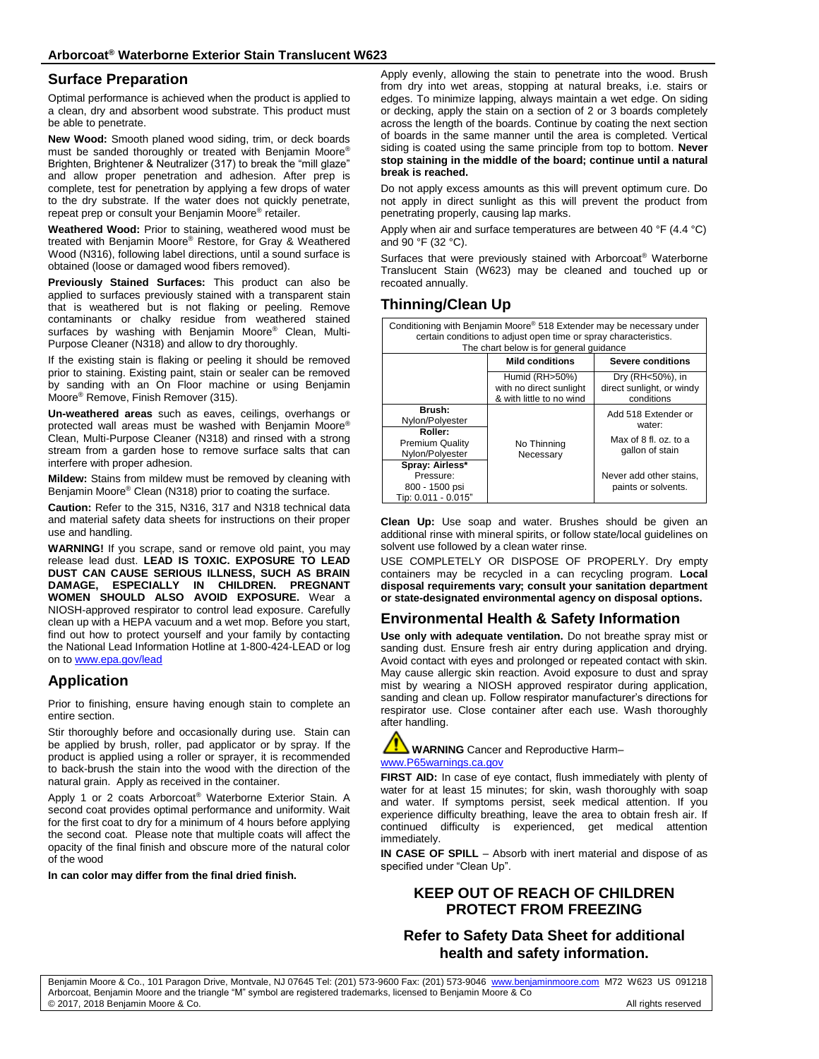## Arborcoat® Waterborne Exterior Stain Translucent W623

## Surface Preparation

Optimal performance is achieved when the product is applied to a clean, dry and absorbent wood substrate. This product must be able to penetrate.

**New Wood:** Smooth planed wood siding, trim, or deck boards must be sanded thoroughly or treated with Benjamin Moore® Brighten, Brightener & Neutralizer (317) to break the "mill glaze" and allow proper penetration and adhesion. After prep is complete, test for penetration by applying a few drops of water to the dry substrate. If the water does not quickly penetrate, repeat prep or consult your Benjamin Moore® retailer.

**Weathered Wood:** Prior to staining, weathered wood must be treated with Benjamin Moore® Restore, for Gray & Weathered Wood (N316), following label directions, until a sound surface is obtained (loose or damaged wood fibers removed).

**Previously Stained Surfaces:** This product can also be applied to surfaces previously stained with a transparent stain that is weathered but is not flaking or peeling. Remove contaminants or chalky residue from weathered stained surfaces by washing with Benjamin Moore® Clean, Multi-Purpose Cleaner (N318) and allow to dry thoroughly.

If the existing stain is flaking or peeling it should be removed prior to staining. Existing paint, stain or sealer can be removed by sanding with an On Floor machine or using Benjamin Moore® Remove, Finish Remover (315).

**Un-weathered areas** such as eaves, ceilings, overhangs or protected wall areas must be washed with Benjamin Moore® Clean, Multi-Purpose Cleaner (N318) and rinsed with a strong stream from a garden hose to remove surface salts that can interfere with proper adhesion.

**Mildew:** Stains from mildew must be removed by cleaning with Benjamin Moore® Clean (N318) prior to coating the surface.

**Caution:** Refer to the 315, N316, 317 and N318 technical data and material safety data sheets for instructions on their proper use and handling.

**WARNING!** If you scrape, sand or remove old paint, you may release lead dust. **LEAD IS TOXIC. EXPOSURE TO LEAD DUST CAN CAUSE SERIOUS ILLNESS, SUCH AS BRAIN DAMAGE, ESPECIALLY IN CHILDREN. PREGNANT WOMEN SHOULD ALSO AVOID EXPOSURE.** Wear a NIOSH-approved respirator to control lead exposure. Carefully clean up with a HEPA vacuum and a wet mop. Before you start, find out how to protect yourself and your family by contacting the National Lead Information Hotline at 1-800-424-LEAD or log on to www.epa.gov/lead

## Application

Prior to finishing, ensure having enough stain to complete an entire section.

Stir thoroughly before and occasionally during use. Stain can be applied by brush, roller, pad applicator or by spray. If the product is applied using a roller or sprayer, it is recommended to back-brush the stain into the wood with the direction of the natural grain. Apply as received in the container.

Apply 1 or 2 coats Arborcoat® Waterborne Exterior Stain. A second coat provides optimal performance and uniformity. Wait for the first coat to dry for a minimum of 4 hours before applying the second coat. Please note that multiple coats will affect the opacity of the final finish and obscure more of the natural color of the wood

**In can color may differ from the final dried finish.**

Apply evenly, allowing the stain to penetrate into the wood. Brush from dry into wet areas, stopping at natural breaks, i.e. stairs or edges. To minimize lapping, always maintain a wet edge. On siding or decking, apply the stain on a section of 2 or 3 boards completely across the length of the boards. Continue by coating the next section of boards in the same manner until the area is completed. Vertical siding is coated using the same principle from top to bottom. **Never stop staining in the middle of the board; continue until a natural break is reached.**

Do not apply excess amounts as this will prevent optimum cure. Do not apply in direct sunlight as this will prevent the product from penetrating properly, causing lap marks.

Apply when air and surface temperatures are between 40 °F (4.4 °C) and 90 °F (32 °C).

Surfaces that were previously stained with Arborcoat® Waterborne Translucent Stain (W623) may be cleaned and touched up or recoated annually.

## Thinning/Clean Up

Conditioning with Benjamin Moore® 518 Extender may be necessary under certain conditions to adjust open time or spray characteristics. The chart below is for general guidance

| | Mild conditions | Severe conditions |
|---|---|---|
| | Humid (RH>50%) with no direct sunlight & with little to no wind | Dry (RH<50%), in direct sunlight, or windy conditions |
| **Brush:** Nylon/Polyester | No Thinning Necessary | Add 518 Extender or water: |
| **Roller:** Premium Quality Nylon/Polyester | | Max of 8 fl. oz. to a gallon of stain |
| **Spray: Airless*** Pressure: 800 - 1500 psi Tip: 0.011 - 0.015" | | Never add other stains, paints or solvents. |

**Clean Up:** Use soap and water. Brushes should be given an additional rinse with mineral spirits, or follow state/local guidelines on solvent use followed by a clean water rinse.

USE COMPLETELY OR DISPOSE OF PROPERLY. Dry empty containers may be recycled in a can recycling program. **Local disposal requirements vary; consult your sanitation department or state-designated environmental agency on disposal options.**

## Environmental Health & Safety Information

**Use only with adequate ventilation.** Do not breathe spray mist or sanding dust. Ensure fresh air entry during application and drying. Avoid contact with eyes and prolonged or repeated contact with skin. May cause allergic skin reaction. Avoid exposure to dust and spray mist by wearing a NIOSH approved respirator during application, sanding and clean up. Follow respirator manufacturer's directions for respirator use. Close container after each use. Wash thoroughly after handling.

**WARNING** Cancer and Reproductive Harm– www.P65warnings.ca.gov

**FIRST AID:** In case of eye contact, flush immediately with plenty of water for at least 15 minutes; for skin, wash thoroughly with soap and water. If symptoms persist, seek medical attention. If you experience difficulty breathing, leave the area to obtain fresh air. If continued difficulty is experienced, get medical attention immediately.

**IN CASE OF SPILL** – Absorb with inert material and dispose of as specified under "Clean Up".

**KEEP OUT OF REACH OF CHILDREN**
**PROTECT FROM FREEZING**

**Refer to Safety Data Sheet for additional health and safety information.**

Benjamin Moore & Co., 101 Paragon Drive, Montvale, NJ 07645 Tel: (201) 573-9600 Fax: (201) 573-9046 www.benjaminmoore.com M72 W623 US 091218
Arborcoat, Benjamin Moore and the triangle "M" symbol are registered trademarks, licensed to Benjamin Moore & Co
© 2017, 2018 Benjamin Moore & Co. All rights reserved